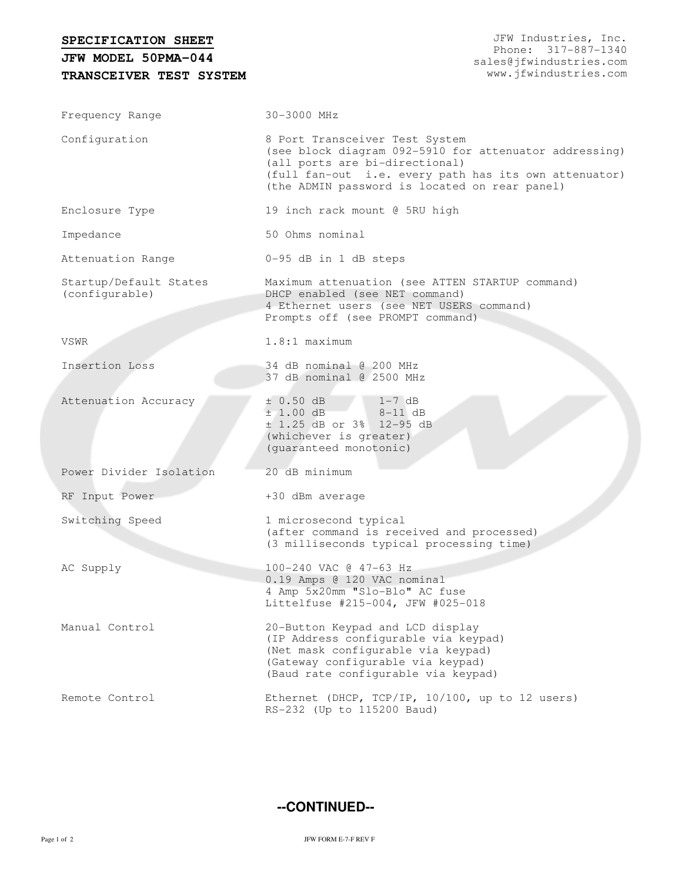**SPECIFICATION SHEET**

**JFW MODEL 50PMA-044**

**TRANSCEIVER TEST SYSTEM**

JFW Industries, Inc.
Phone: 317-887-1340
sales@jfwindustries.com
www.jfwindustries.com

| | |
|---|---|
| Frequency Range | 30-3000 MHz |
| Configuration | 8 Port Transceiver Test System<br>(see block diagram 092-5910 for attenuator addressing)<br>(all ports are bi-directional)<br>(full fan-out i.e. every path has its own attenuator)<br>(the ADMIN password is located on rear panel) |
| Enclosure Type | 19 inch rack mount @ 5RU high |
| Impedance | 50 Ohms nominal |
| Attenuation Range | 0-95 dB in 1 dB steps |
| Startup/Default States (configurable) | Maximum attenuation (see ATTEN STARTUP command)<br>DHCP enabled (see NET command)<br>4 Ethernet users (see NET USERS command)<br>Prompts off (see PROMPT command) |
| VSWR | 1.8:1 maximum |
| Insertion Loss | 34 dB nominal @ 200 MHz<br>37 dB nominal @ 2500 MHz |
| Attenuation Accuracy | ± 0.50 dB 1-7 dB<br>± 1.00 dB 8-11 dB<br>± 1.25 dB or 3% 12-95 dB<br>(whichever is greater)<br>(guaranteed monotonic) |
| Power Divider Isolation | 20 dB minimum |
| RF Input Power | +30 dBm average |
| Switching Speed | 1 microsecond typical<br>(after command is received and processed)<br>(3 milliseconds typical processing time) |
| AC Supply | 100-240 VAC @ 47-63 Hz<br>0.19 Amps @ 120 VAC nominal<br>4 Amp 5x20mm "Slo-Blo" AC fuse<br>Littelfuse #215-004, JFW #025-018 |
| Manual Control | 20-Button Keypad and LCD display<br>(IP Address configurable via keypad)<br>(Net mask configurable via keypad)<br>(Gateway configurable via keypad)<br>(Baud rate configurable via keypad) |
| Remote Control | Ethernet (DHCP, TCP/IP, 10/100, up to 12 users)<br>RS-232 (Up to 115200 Baud) |

**--CONTINUED--**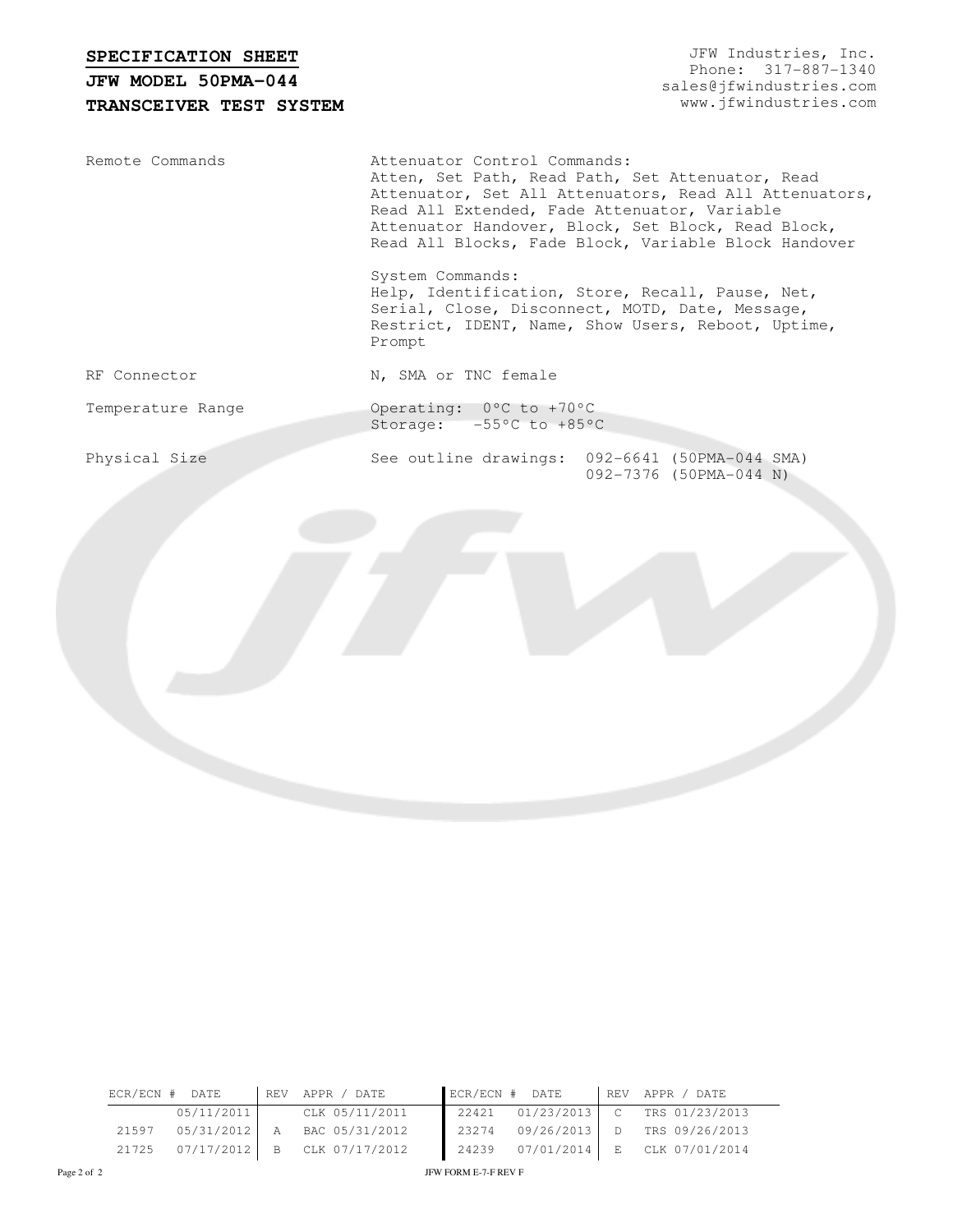**SPECIFICATION SHEET**

**JFW MODEL 50PMA-044**

**TRANSCEIVER TEST SYSTEM**

JFW Industries, Inc.
Phone: 317-887-1340
sales@jfwindustries.com
www.jfwindustries.com

| | |
|---|---|
| Remote Commands | Attenuator Control Commands: Atten, Set Path, Read Path, Set Attenuator, Read Attenuator, Set All Attenuators, Read All Attenuators, Read All Extended, Fade Attenuator, Variable Attenuator Handover, Block, Set Block, Read Block, Read All Blocks, Fade Block, Variable Block Handover<br><br>System Commands: Help, Identification, Store, Recall, Pause, Net, Serial, Close, Disconnect, MOTD, Date, Message, Restrict, IDENT, Name, Show Users, Reboot, Uptime, Prompt |
| RF Connector | N, SMA or TNC female |
| Temperature Range | Operating: 0°C to +70°C<br>Storage: -55°C to +85°C |
| Physical Size | See outline drawings: 092-6641 (50PMA-044 SMA)<br>092-7376 (50PMA-044 N) |

| ECR/ECN # | DATE | REV | APPR / DATE | ECR/ECN # | DATE | REV | APPR / DATE |
|---|---|---|---|---|---|---|---|
| | 05/11/2011 | | CLK 05/11/2011 | 22421 | 01/23/2013 | C | TRS 01/23/2013 |
| 21597 | 05/31/2012 | A | BAC 05/31/2012 | 23274 | 09/26/2013 | D | TRS 09/26/2013 |
| 21725 | 07/17/2012 | B | CLK 07/17/2012 | 24239 | 07/01/2014 | E | CLK 07/01/2014 |

JFW FORM E-7-F REV F